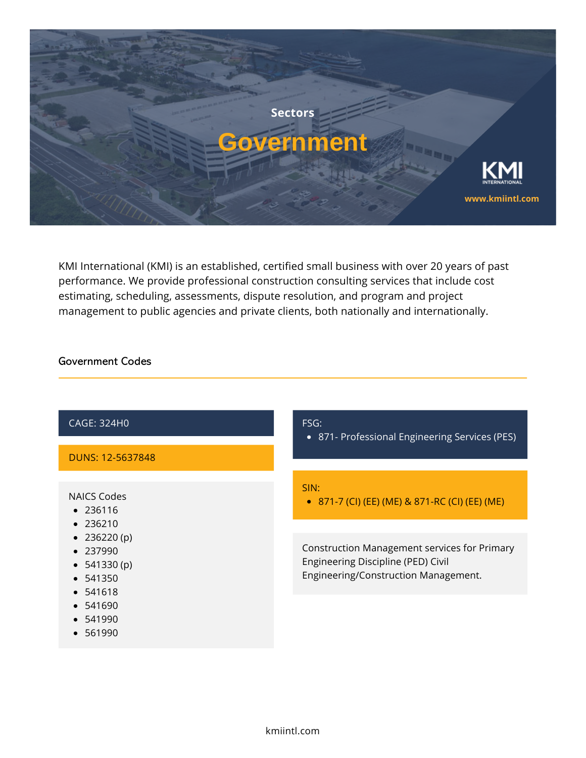Sectors

# Government

KMI INTERNATIONAL

www.kmiintl.com

KMI International (KMI) is an established, certified small business with over 20 years of past performance. We provide professional construction consulting services that include cost estimating, scheduling, assessments, dispute resolution, and program and project management to public agencies and private clients, both nationally and internationally.

## Government Codes

CAGE: 324H0

DUNS: 12-5637848

NAICS Codes
- 236116
- 236210
- 236220 (p)
- 237990
- 541330 (p)
- 541350
- 541618
- 541690
- 541990
- 561990

FSG:
- 871- Professional Engineering Services (PES)

SIN:
- 871-7 (CI) (EE) (ME) & 871-RC (CI) (EE) (ME)

Construction Management services for Primary Engineering Discipline (PED) Civil Engineering/Construction Management.

kmiintl.com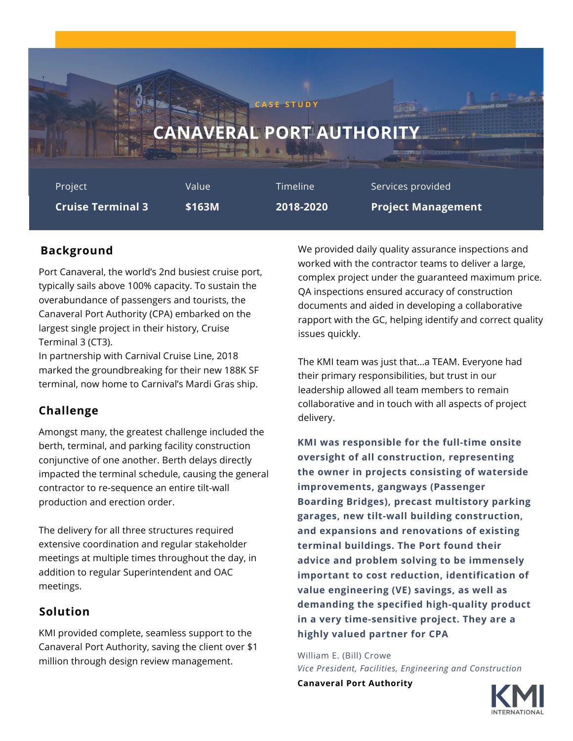CASE STUDY

# CANAVERAL PORT AUTHORITY

| Project | Value | Timeline | Services provided |
| --- | --- | --- | --- |
| **Cruise Terminal 3** | **$163M** | **2018-2020** | **Project Management** |

## Background

Port Canaveral, the world's 2nd busiest cruise port, typically sails above 100% capacity. To sustain the overabundance of passengers and tourists, the Canaveral Port Authority (CPA) embarked on the largest single project in their history, Cruise Terminal 3 (CT3).
In partnership with Carnival Cruise Line, 2018 marked the groundbreaking for their new 188K SF terminal, now home to Carnival's Mardi Gras ship.

## Challenge

Amongst many, the greatest challenge included the berth, terminal, and parking facility construction conjunctive of one another. Berth delays directly impacted the terminal schedule, causing the general contractor to re-sequence an entire tilt-wall production and erection order.

The delivery for all three structures required extensive coordination and regular stakeholder meetings at multiple times throughout the day, in addition to regular Superintendent and OAC meetings.

## Solution

KMI provided complete, seamless support to the Canaveral Port Authority, saving the client over $1 million through design review management.

We provided daily quality assurance inspections and worked with the contractor teams to deliver a large, complex project under the guaranteed maximum price. QA inspections ensured accuracy of construction documents and aided in developing a collaborative rapport with the GC, helping identify and correct quality issues quickly.

The KMI team was just that...a TEAM. Everyone had their primary responsibilities, but trust in our leadership allowed all team members to remain collaborative and in touch with all aspects of project delivery.

**KMI was responsible for the full-time onsite oversight of all construction, representing the owner in projects consisting of waterside improvements, gangways (Passenger Boarding Bridges), precast multistory parking garages, new tilt-wall building construction, and expansions and renovations of existing terminal buildings. The Port found their advice and problem solving to be immensely important to cost reduction, identification of value engineering (VE) savings, as well as demanding the specified high-quality product in a very time-sensitive project. They are a highly valued partner for CPA**

William E. (Bill) Crowe
*Vice President, Facilities, Engineering and Construction*
**Canaveral Port Authority**

KMI INTERNATIONAL